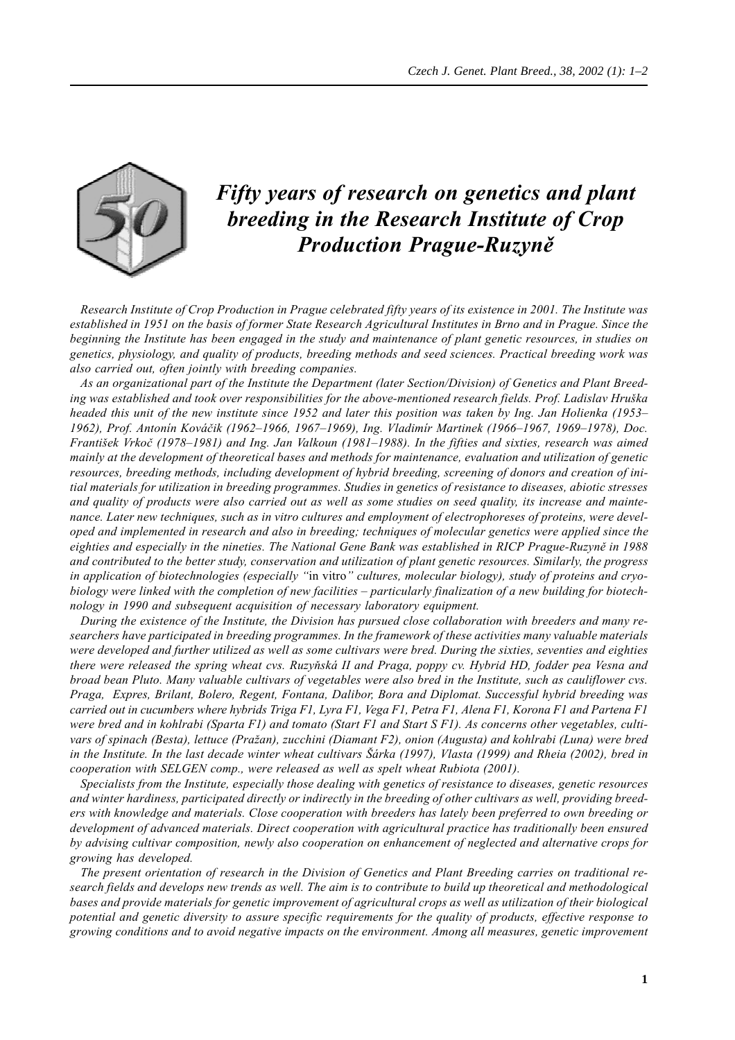# *Fifty years of research on genetics and plant breeding in the Research Institute of Crop Production Prague-Ruzyně*

*Research Institute of Crop Production in Prague celebrated fifty years of its existence in 2001. The Institute was established in 1951 on the basis of former State Research Agricultural Institutes in Brno and in Prague. Since the beginning the Institute has been engaged in the study and maintenance of plant genetic resources, in studies on genetics, physiology, and quality of products, breeding methods and seed sciences. Practical breeding work was also carried out, often jointly with breeding companies.*

*As an organizational part of the Institute the Department (later Section/Division) of Genetics and Plant Breeding was established and took over responsibilities for the above-mentioned research fields. Prof. Ladislav Hruška headed this unit of the new institute since 1952 and later this position was taken by Ing. Jan Holienka (1953–1962), Prof. Antonín Kováčik (1962–1966, 1967–1969), Ing. Vladimír Martinek (1966–1967, 1969–1978), Doc. František Vrkoč (1978–1981) and Ing. Jan Valkoun (1981–1988). In the fifties and sixties, research was aimed mainly at the development of theoretical bases and methods for maintenance, evaluation and utilization of genetic resources, breeding methods, including development of hybrid breeding, screening of donors and creation of initial materials for utilization in breeding programmes. Studies in genetics of resistance to diseases, abiotic stresses and quality of products were also carried out as well as some studies on seed quality, its increase and maintenance. Later new techniques, such as in vitro cultures and employment of electrophoreses of proteins, were developed and implemented in research and also in breeding; techniques of molecular genetics were applied since the eighties and especially in the nineties. The National Gene Bank was established in RICP Prague-Ruzyně in 1988 and contributed to the better study, conservation and utilization of plant genetic resources. Similarly, the progress in application of biotechnologies (especially "*in vitro*" cultures, molecular biology), study of proteins and cryobiology were linked with the completion of new facilities – particularly finalization of a new building for biotechnology in 1990 and subsequent acquisition of necessary laboratory equipment.*

*During the existence of the Institute, the Division has pursued close collaboration with breeders and many researchers have participated in breeding programmes. In the framework of these activities many valuable materials were developed and further utilized as well as some cultivars were bred. During the sixties, seventies and eighties there were released the spring wheat cvs. Ruzyňská II and Praga, poppy cv. Hybrid HD, fodder pea Vesna and broad bean Pluto. Many valuable cultivars of vegetables were also bred in the Institute, such as cauliflower cvs. Praga, Expres, Brilant, Bolero, Regent, Fontana, Dalibor, Bora and Diplomat. Successful hybrid breeding was carried out in cucumbers where hybrids Triga F1, Lyra F1, Vega F1, Petra F1, Alena F1, Korona F1 and Partena F1 were bred and in kohlrabi (Sparta F1) and tomato (Start F1 and Start S F1). As concerns other vegetables, cultivars of spinach (Besta), lettuce (Pražan), zucchini (Diamant F2), onion (Augusta) and kohlrabi (Luna) were bred in the Institute. In the last decade winter wheat cultivars Šárka (1997), Vlasta (1999) and Rheia (2002), bred in cooperation with SELGEN comp., were released as well as spelt wheat Rubiota (2001).*

*Specialists from the Institute, especially those dealing with genetics of resistance to diseases, genetic resources and winter hardiness, participated directly or indirectly in the breeding of other cultivars as well, providing breeders with knowledge and materials. Close cooperation with breeders has lately been preferred to own breeding or development of advanced materials. Direct cooperation with agricultural practice has traditionally been ensured by advising cultivar composition, newly also cooperation on enhancement of neglected and alternative crops for growing has developed.*

*The present orientation of research in the Division of Genetics and Plant Breeding carries on traditional research fields and develops new trends as well. The aim is to contribute to build up theoretical and methodological bases and provide materials for genetic improvement of agricultural crops as well as utilization of their biological potential and genetic diversity to assure specific requirements for the quality of products, effective response to growing conditions and to avoid negative impacts on the environment. Among all measures, genetic improvement*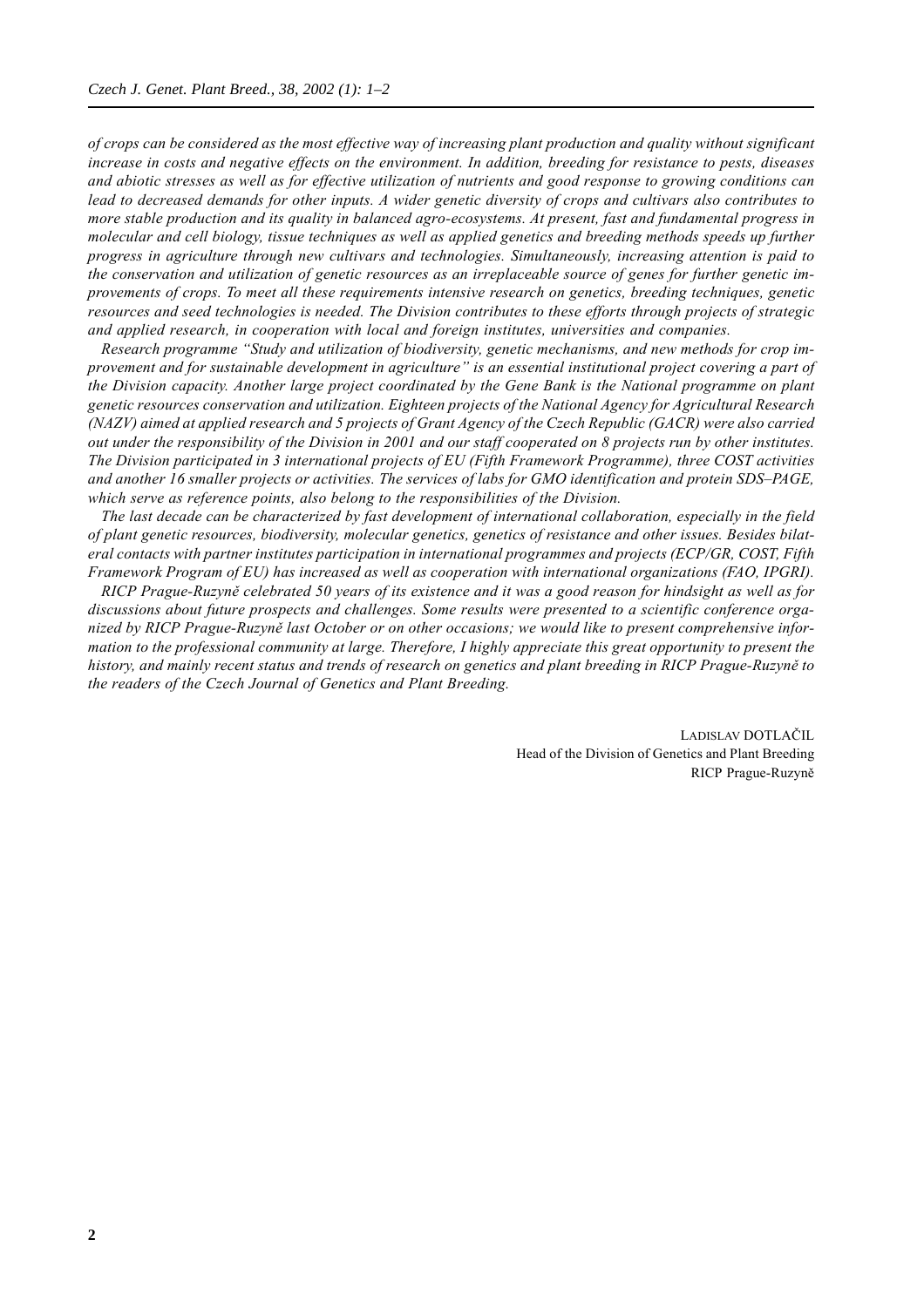*of crops can be considered as the most effective way of increasing plant production and quality without significant increase in costs and negative effects on the environment. In addition, breeding for resistance to pests, diseases and abiotic stresses as well as for effective utilization of nutrients and good response to growing conditions can lead to decreased demands for other inputs. A wider genetic diversity of crops and cultivars also contributes to more stable production and its quality in balanced agro-ecosystems. At present, fast and fundamental progress in molecular and cell biology, tissue techniques as well as applied genetics and breeding methods speeds up further progress in agriculture through new cultivars and technologies. Simultaneously, increasing attention is paid to the conservation and utilization of genetic resources as an irreplaceable source of genes for further genetic improvements of crops. To meet all these requirements intensive research on genetics, breeding techniques, genetic resources and seed technologies is needed. The Division contributes to these efforts through projects of strategic and applied research, in cooperation with local and foreign institutes, universities and companies.*

*Research programme "Study and utilization of biodiversity, genetic mechanisms, and new methods for crop improvement and for sustainable development in agriculture" is an essential institutional project covering a part of the Division capacity. Another large project coordinated by the Gene Bank is the National programme on plant genetic resources conservation and utilization. Eighteen projects of the National Agency for Agricultural Research (NAZV) aimed at applied research and 5 projects of Grant Agency of the Czech Republic (GACR) were also carried out under the responsibility of the Division in 2001 and our staff cooperated on 8 projects run by other institutes. The Division participated in 3 international projects of EU (Fifth Framework Programme), three COST activities and another 16 smaller projects or activities. The services of labs for GMO identification and protein SDS–PAGE, which serve as reference points, also belong to the responsibilities of the Division.*

*The last decade can be characterized by fast development of international collaboration, especially in the field of plant genetic resources, biodiversity, molecular genetics, genetics of resistance and other issues. Besides bilateral contacts with partner institutes participation in international programmes and projects (ECP/GR, COST, Fifth Framework Program of EU) has increased as well as cooperation with international organizations (FAO, IPGRI).*

*RICP Prague-Ruzyně celebrated 50 years of its existence and it was a good reason for hindsight as well as for discussions about future prospects and challenges. Some results were presented to a scientific conference organized by RICP Prague-Ruzyně last October or on other occasions; we would like to present comprehensive information to the professional community at large. Therefore, I highly appreciate this great opportunity to present the history, and mainly recent status and trends of research on genetics and plant breeding in RICP Prague-Ruzyně to the readers of the Czech Journal of Genetics and Plant Breeding.*

LADISLAV DOTLAČIL
Head of the Division of Genetics and Plant Breeding
RICP Prague-Ruzyně